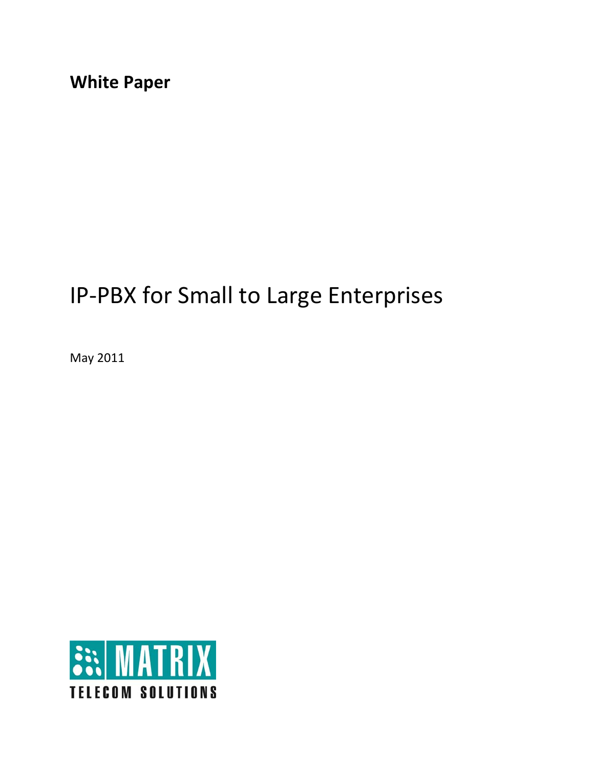**White Paper**

# IP-PBX for Small to Large Enterprises

May 2011

MATRIX

TELECOM SOLUTIONS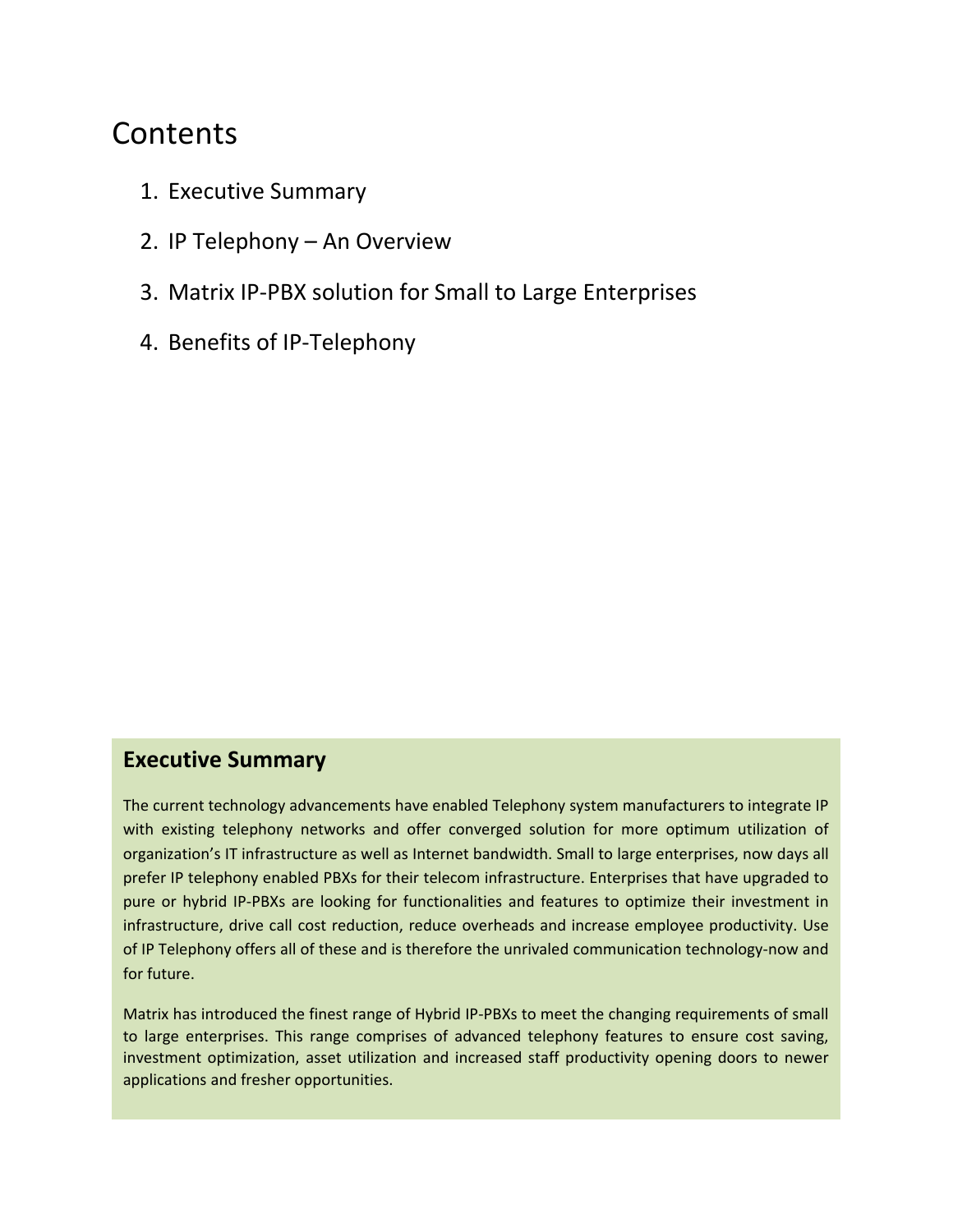# Contents

1. Executive Summary
2. IP Telephony – An Overview
3. Matrix IP-PBX solution for Small to Large Enterprises
4. Benefits of IP-Telephony

## Executive Summary

The current technology advancements have enabled Telephony system manufacturers to integrate IP with existing telephony networks and offer converged solution for more optimum utilization of organization's IT infrastructure as well as Internet bandwidth. Small to large enterprises, now days all prefer IP telephony enabled PBXs for their telecom infrastructure. Enterprises that have upgraded to pure or hybrid IP-PBXs are looking for functionalities and features to optimize their investment in infrastructure, drive call cost reduction, reduce overheads and increase employee productivity. Use of IP Telephony offers all of these and is therefore the unrivaled communication technology-now and for future.

Matrix has introduced the finest range of Hybrid IP-PBXs to meet the changing requirements of small to large enterprises. This range comprises of advanced telephony features to ensure cost saving, investment optimization, asset utilization and increased staff productivity opening doors to newer applications and fresher opportunities.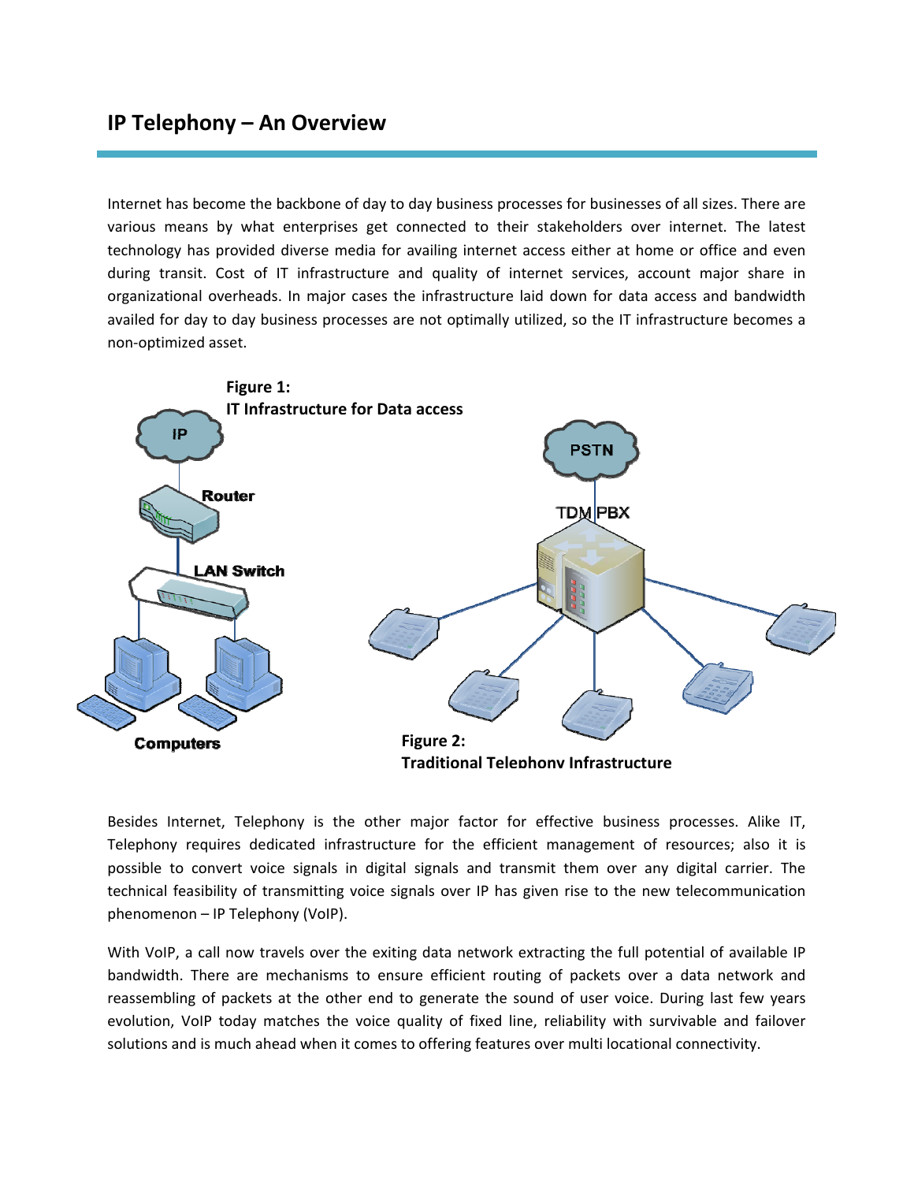# IP Telephony – An Overview

Internet has become the backbone of day to day business processes for businesses of all sizes. There are various means by what enterprises get connected to their stakeholders over internet. The latest technology has provided diverse media for availing internet access either at home or office and even during transit. Cost of IT infrastructure and quality of internet services, account major share in organizational overheads. In major cases the infrastructure laid down for data access and bandwidth availed for day to day business processes are not optimally utilized, so the IT infrastructure becomes a non-optimized asset.

**Figure 1:**
**IT Infrastructure for Data access**

**Figure 2:**
**Traditional Telephony Infrastructure**

Besides Internet, Telephony is the other major factor for effective business processes. Alike IT, Telephony requires dedicated infrastructure for the efficient management of resources; also it is possible to convert voice signals in digital signals and transmit them over any digital carrier. The technical feasibility of transmitting voice signals over IP has given rise to the new telecommunication phenomenon – IP Telephony (VoIP).

With VoIP, a call now travels over the exiting data network extracting the full potential of available IP bandwidth. There are mechanisms to ensure efficient routing of packets over a data network and reassembling of packets at the other end to generate the sound of user voice. During last few years evolution, VoIP today matches the voice quality of fixed line, reliability with survivable and failover solutions and is much ahead when it comes to offering features over multi locational connectivity.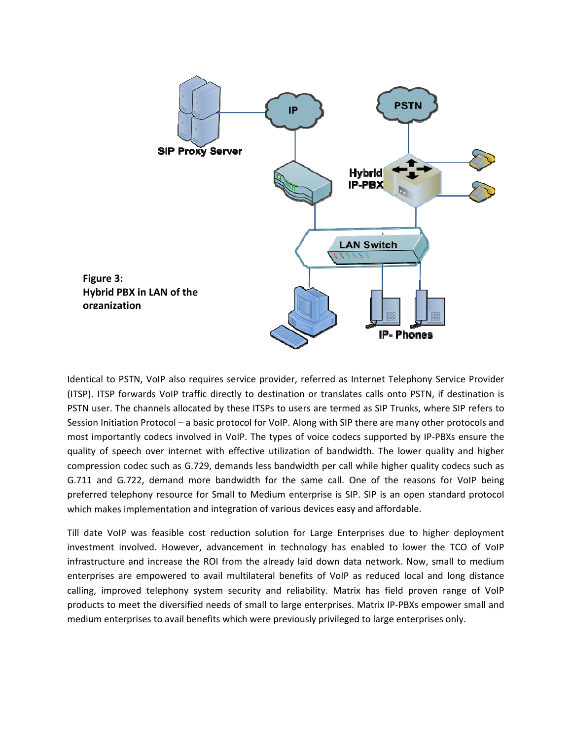**Figure 3:**
**Hybrid PBX in LAN of the organization**

Identical to PSTN, VoIP also requires service provider, referred as Internet Telephony Service Provider (ITSP). ITSP forwards VoIP traffic directly to destination or translates calls onto PSTN, if destination is PSTN user. The channels allocated by these ITSPs to users are termed as SIP Trunks, where SIP refers to Session Initiation Protocol – a basic protocol for VoIP. Along with SIP there are many other protocols and most importantly codecs involved in VoIP. The types of voice codecs supported by IP-PBXs ensure the quality of speech over internet with effective utilization of bandwidth. The lower quality and higher compression codec such as G.729, demands less bandwidth per call while higher quality codecs such as G.711 and G.722, demand more bandwidth for the same call. One of the reasons for VoIP being preferred telephony resource for Small to Medium enterprise is SIP. SIP is an open standard protocol which makes implementation and integration of various devices easy and affordable.

Till date VoIP was feasible cost reduction solution for Large Enterprises due to higher deployment investment involved. However, advancement in technology has enabled to lower the TCO of VoIP infrastructure and increase the ROI from the already laid down data network. Now, small to medium enterprises are empowered to avail multilateral benefits of VoIP as reduced local and long distance calling, improved telephony system security and reliability. Matrix has field proven range of VoIP products to meet the diversified needs of small to large enterprises. Matrix IP-PBXs empower small and medium enterprises to avail benefits which were previously privileged to large enterprises only.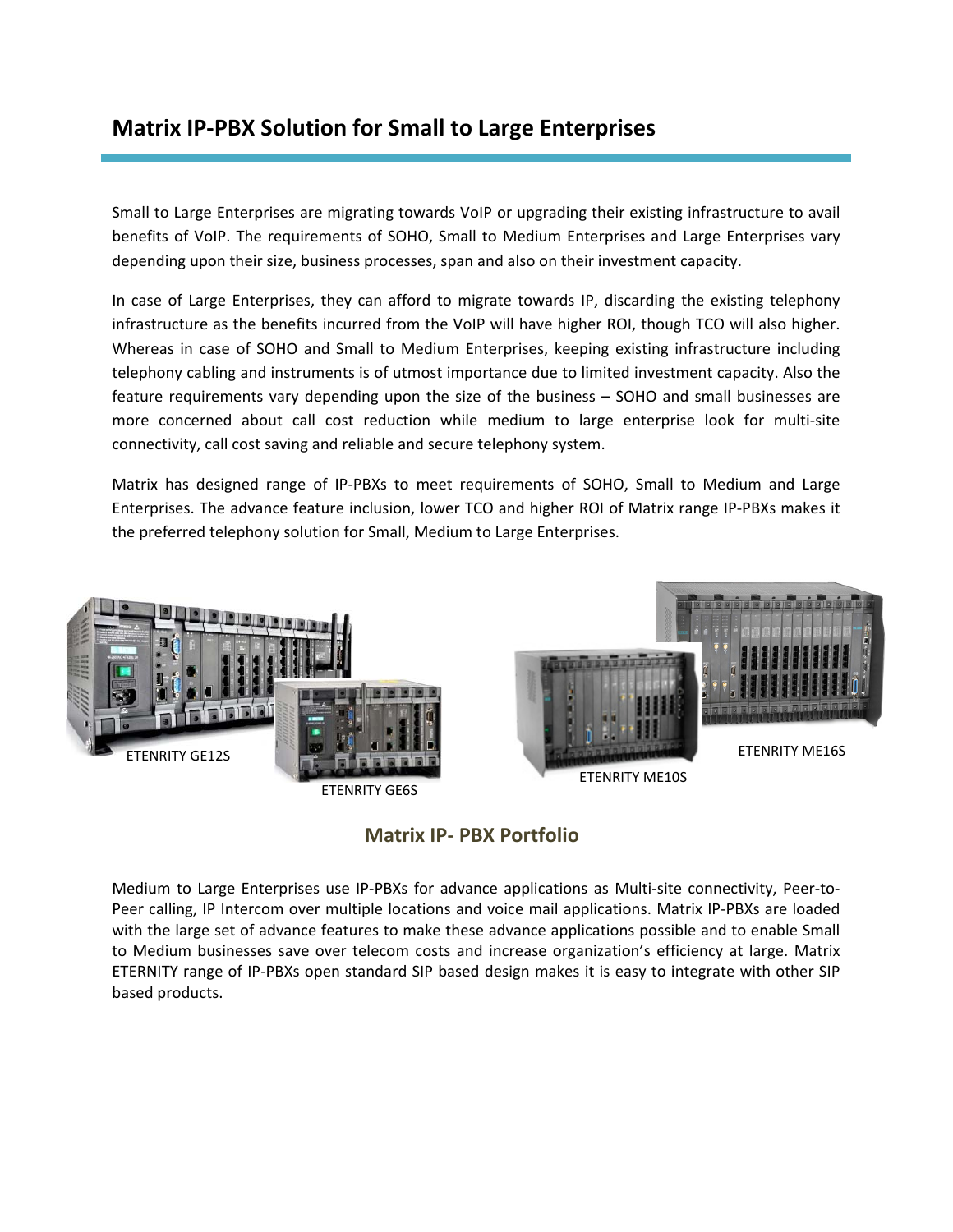## Matrix IP-PBX Solution for Small to Large Enterprises

Small to Large Enterprises are migrating towards VoIP or upgrading their existing infrastructure to avail benefits of VoIP. The requirements of SOHO, Small to Medium Enterprises and Large Enterprises vary depending upon their size, business processes, span and also on their investment capacity.

In case of Large Enterprises, they can afford to migrate towards IP, discarding the existing telephony infrastructure as the benefits incurred from the VoIP will have higher ROI, though TCO will also higher. Whereas in case of SOHO and Small to Medium Enterprises, keeping existing infrastructure including telephony cabling and instruments is of utmost importance due to limited investment capacity. Also the feature requirements vary depending upon the size of the business – SOHO and small businesses are more concerned about call cost reduction while medium to large enterprise look for multi-site connectivity, call cost saving and reliable and secure telephony system.

Matrix has designed range of IP-PBXs to meet requirements of SOHO, Small to Medium and Large Enterprises. The advance feature inclusion, lower TCO and higher ROI of Matrix range IP-PBXs makes it the preferred telephony solution for Small, Medium to Large Enterprises.

ETENRITY GE12S

ETENRITY GE6S

ETENRITY ME10S

ETENRITY ME16S

**Matrix IP- PBX Portfolio**

Medium to Large Enterprises use IP-PBXs for advance applications as Multi-site connectivity, Peer-to-Peer calling, IP Intercom over multiple locations and voice mail applications. Matrix IP-PBXs are loaded with the large set of advance features to make these advance applications possible and to enable Small to Medium businesses save over telecom costs and increase organization's efficiency at large. Matrix ETERNITY range of IP-PBXs open standard SIP based design makes it is easy to integrate with other SIP based products.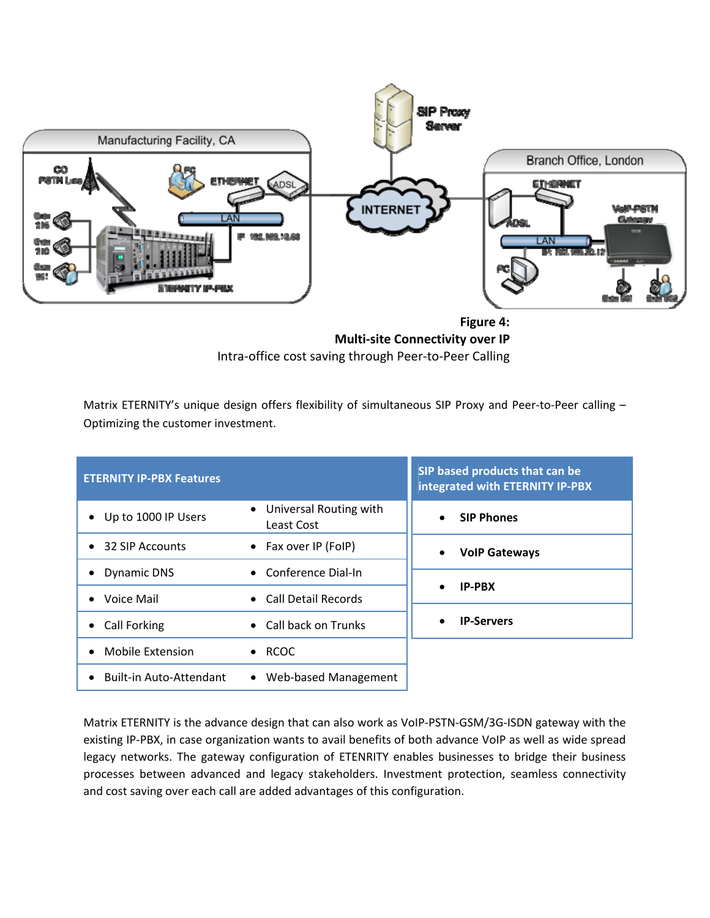**Figure 4:**
**Multi-site Connectivity over IP**
Intra-office cost saving through Peer-to-Peer Calling

Matrix ETERNITY's unique design offers flexibility of simultaneous SIP Proxy and Peer-to-Peer calling – Optimizing the customer investment.

| ETERNITY IP-PBX Features | |
|---|---|
| • Up to 1000 IP Users | • Universal Routing with Least Cost |
| • 32 SIP Accounts | • Fax over IP (FoIP) |
| • Dynamic DNS | • Conference Dial-In |
| • Voice Mail | • Call Detail Records |
| • Call Forking | • Call back on Trunks |
| • Mobile Extension | • RCOC |
| • Built-in Auto-Attendant | • Web-based Management |

| SIP based products that can be integrated with ETERNITY IP-PBX |
|---|
| • **SIP Phones** |
| • **VoIP Gateways** |
| • **IP-PBX** |
| • **IP-Servers** |

Matrix ETERNITY is the advance design that can also work as VoIP-PSTN-GSM/3G-ISDN gateway with the existing IP-PBX, in case organization wants to avail benefits of both advance VoIP as well as wide spread legacy networks. The gateway configuration of ETENRITY enables businesses to bridge their business processes between advanced and legacy stakeholders. Investment protection, seamless connectivity and cost saving over each call are added advantages of this configuration.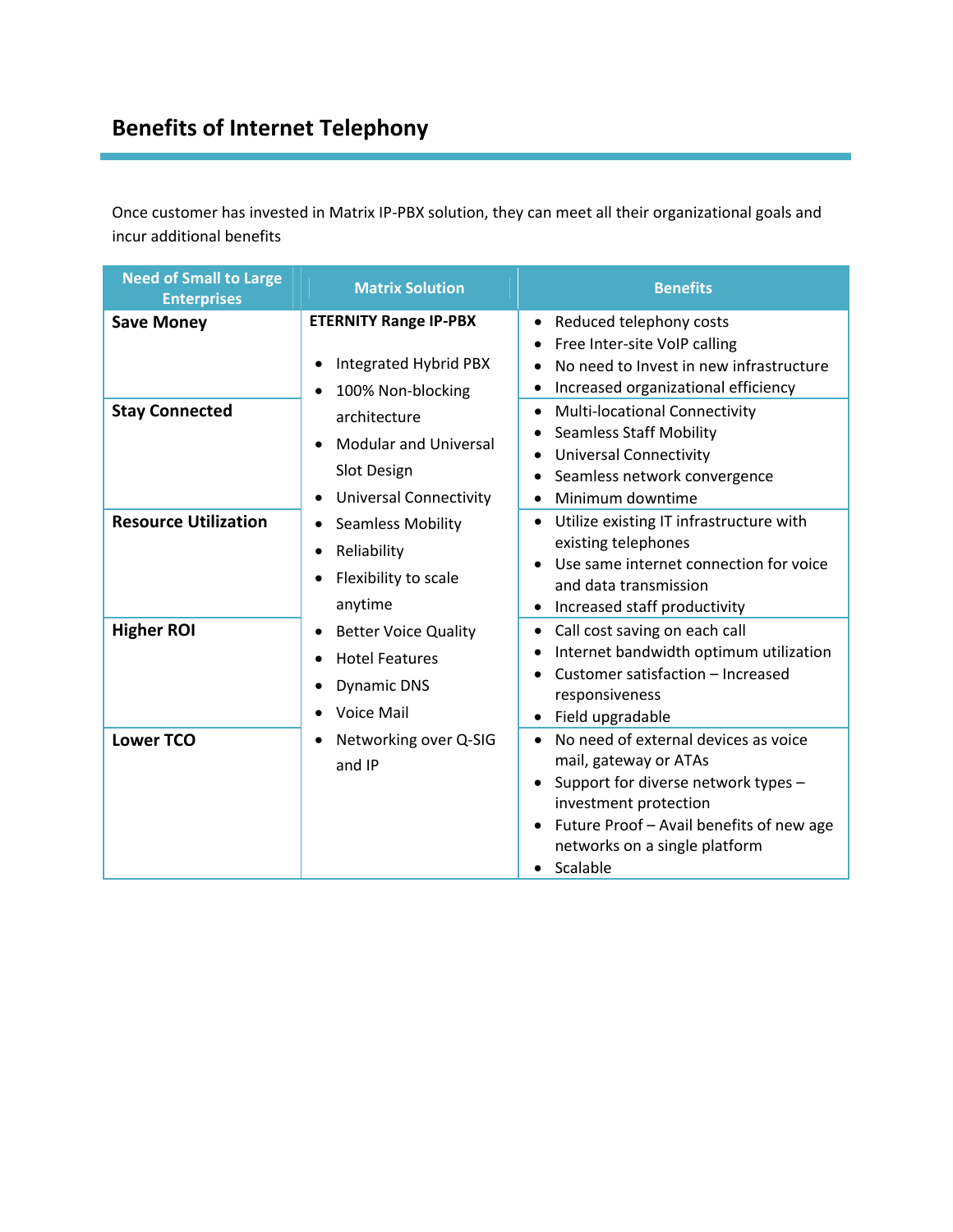## Benefits of Internet Telephony

Once customer has invested in Matrix IP-PBX solution, they can meet all their organizational goals and incur additional benefits

| Need of Small to Large Enterprises | Matrix Solution | Benefits |
|---|---|---|
| **Save Money** | **ETERNITY Range IP-PBX**<br><br>• Integrated Hybrid PBX<br>• 100% Non-blocking architecture<br>• Modular and Universal Slot Design<br>• Universal Connectivity<br>• Seamless Mobility<br>• Reliability<br>• Flexibility to scale anytime<br>• Better Voice Quality<br>• Hotel Features<br>• Dynamic DNS<br>• Voice Mail<br>• Networking over Q-SIG and IP | • Reduced telephony costs<br>• Free Inter-site VoIP calling<br>• No need to Invest in new infrastructure<br>• Increased organizational efficiency |
| **Stay Connected** | | • Multi-locational Connectivity<br>• Seamless Staff Mobility<br>• Universal Connectivity<br>• Seamless network convergence<br>• Minimum downtime |
| **Resource Utilization** | | • Utilize existing IT infrastructure with existing telephones<br>• Use same internet connection for voice and data transmission<br>• Increased staff productivity |
| **Higher ROI** | | • Call cost saving on each call<br>• Internet bandwidth optimum utilization<br>• Customer satisfaction – Increased responsiveness<br>• Field upgradable |
| **Lower TCO** | | • No need of external devices as voice mail, gateway or ATAs<br>• Support for diverse network types – investment protection<br>• Future Proof – Avail benefits of new age networks on a single platform<br>• Scalable |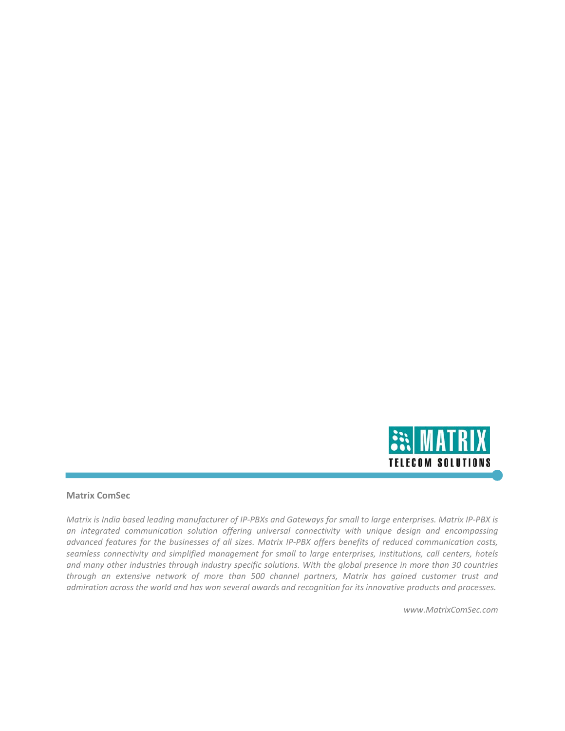MATRIX

TELECOM SOLUTIONS

**Matrix ComSec**

*Matrix is India based leading manufacturer of IP-PBXs and Gateways for small to large enterprises. Matrix IP-PBX is an integrated communication solution offering universal connectivity with unique design and encompassing advanced features for the businesses of all sizes. Matrix IP-PBX offers benefits of reduced communication costs, seamless connectivity and simplified management for small to large enterprises, institutions, call centers, hotels and many other industries through industry specific solutions. With the global presence in more than 30 countries through an extensive network of more than 500 channel partners, Matrix has gained customer trust and admiration across the world and has won several awards and recognition for its innovative products and processes.*

*www.MatrixComSec.com*